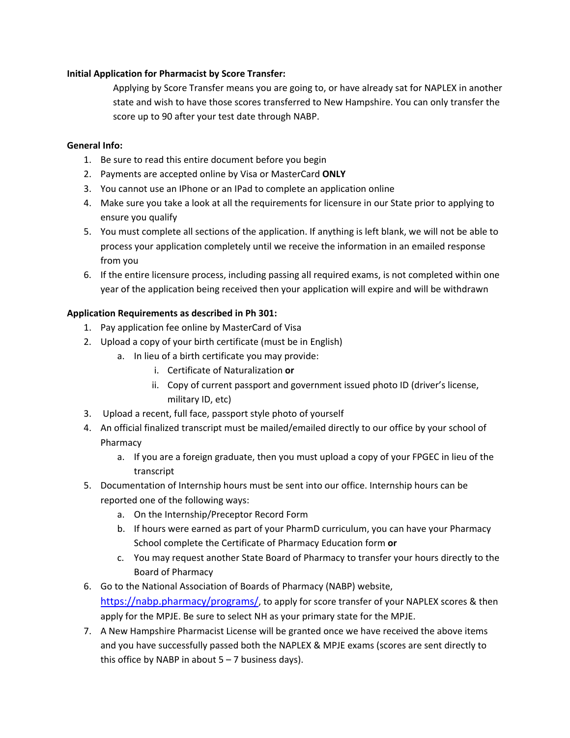**Initial Application for Pharmacist by Score Transfer:**

Applying by Score Transfer means you are going to, or have already sat for NAPLEX in another state and wish to have those scores transferred to New Hampshire. You can only transfer the score up to 90 after your test date through NABP.

**General Info:**

1. Be sure to read this entire document before you begin
2. Payments are accepted online by Visa or MasterCard **ONLY**
3. You cannot use an IPhone or an IPad to complete an application online
4. Make sure you take a look at all the requirements for licensure in our State prior to applying to ensure you qualify
5. You must complete all sections of the application. If anything is left blank, we will not be able to process your application completely until we receive the information in an emailed response from you
6. If the entire licensure process, including passing all required exams, is not completed within one year of the application being received then your application will expire and will be withdrawn

**Application Requirements as described in Ph 301:**

1. Pay application fee online by MasterCard of Visa
2. Upload a copy of your birth certificate (must be in English)
    a. In lieu of a birth certificate you may provide:
        i. Certificate of Naturalization **or**
        ii. Copy of current passport and government issued photo ID (driver's license, military ID, etc)
3. Upload a recent, full face, passport style photo of yourself
4. An official finalized transcript must be mailed/emailed directly to our office by your school of Pharmacy
    a. If you are a foreign graduate, then you must upload a copy of your FPGEC in lieu of the transcript
5. Documentation of Internship hours must be sent into our office. Internship hours can be reported one of the following ways:
    a. On the Internship/Preceptor Record Form
    b. If hours were earned as part of your PharmD curriculum, you can have your Pharmacy School complete the Certificate of Pharmacy Education form **or**
    c. You may request another State Board of Pharmacy to transfer your hours directly to the Board of Pharmacy
6. Go to the National Association of Boards of Pharmacy (NABP) website, [https://nabp.pharmacy/programs/](https://nabp.pharmacy/programs/), to apply for score transfer of your NAPLEX scores & then apply for the MPJE. Be sure to select NH as your primary state for the MPJE.
7. A New Hampshire Pharmacist License will be granted once we have received the above items and you have successfully passed both the NAPLEX & MPJE exams (scores are sent directly to this office by NABP in about 5 – 7 business days).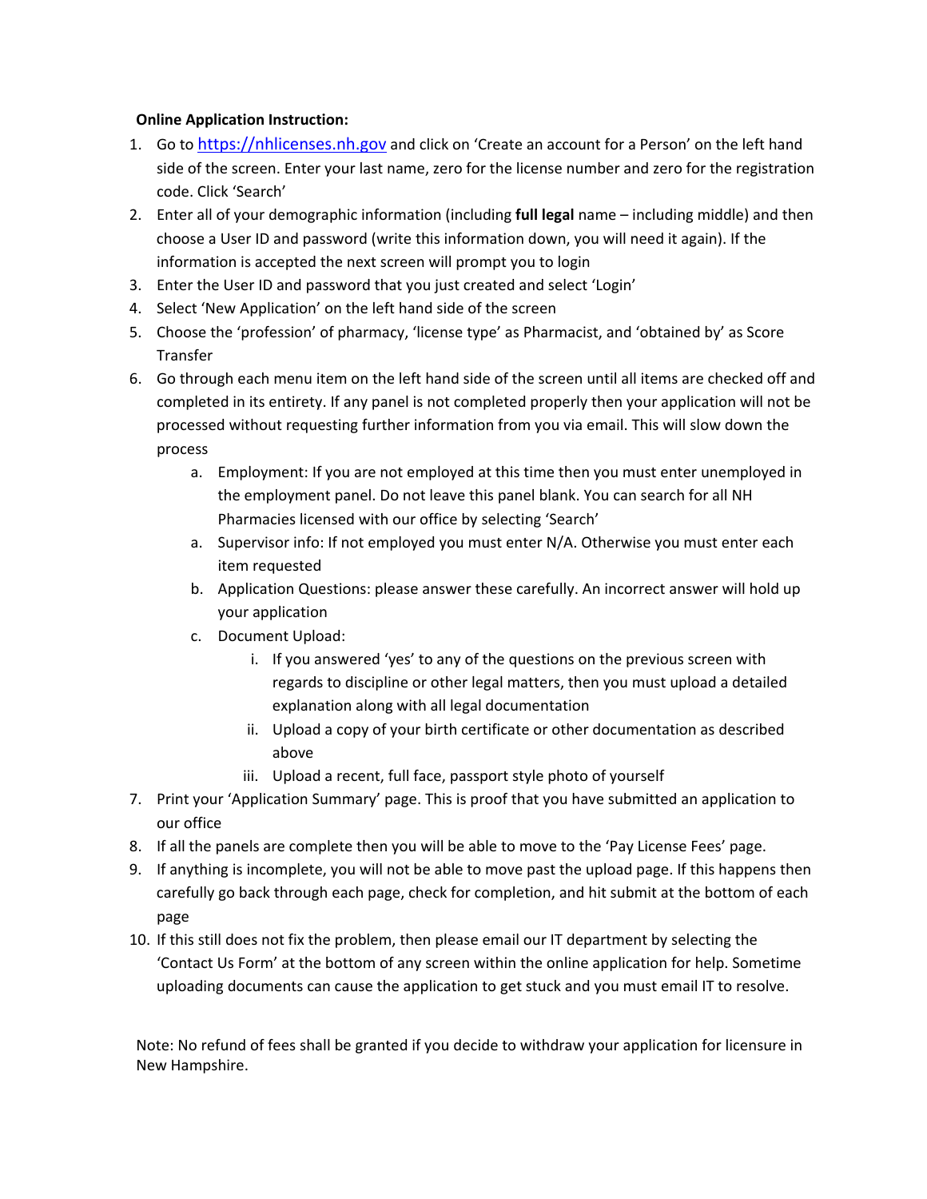**Online Application Instruction:**

1. Go to https://nhlicenses.nh.gov and click on 'Create an account for a Person' on the left hand side of the screen. Enter your last name, zero for the license number and zero for the registration code. Click 'Search'
2. Enter all of your demographic information (including **full legal** name – including middle) and then choose a User ID and password (write this information down, you will need it again). If the information is accepted the next screen will prompt you to login
3. Enter the User ID and password that you just created and select 'Login'
4. Select 'New Application' on the left hand side of the screen
5. Choose the 'profession' of pharmacy, 'license type' as Pharmacist, and 'obtained by' as Score Transfer
6. Go through each menu item on the left hand side of the screen until all items are checked off and completed in its entirety. If any panel is not completed properly then your application will not be processed without requesting further information from you via email. This will slow down the process
   a. Employment: If you are not employed at this time then you must enter unemployed in the employment panel. Do not leave this panel blank. You can search for all NH Pharmacies licensed with our office by selecting 'Search'
   a. Supervisor info: If not employed you must enter N/A. Otherwise you must enter each item requested
   b. Application Questions: please answer these carefully. An incorrect answer will hold up your application
   c. Document Upload:
      i. If you answered 'yes' to any of the questions on the previous screen with regards to discipline or other legal matters, then you must upload a detailed explanation along with all legal documentation
      ii. Upload a copy of your birth certificate or other documentation as described above
      iii. Upload a recent, full face, passport style photo of yourself
7. Print your 'Application Summary' page. This is proof that you have submitted an application to our office
8. If all the panels are complete then you will be able to move to the 'Pay License Fees' page.
9. If anything is incomplete, you will not be able to move past the upload page. If this happens then carefully go back through each page, check for completion, and hit submit at the bottom of each page
10. If this still does not fix the problem, then please email our IT department by selecting the 'Contact Us Form' at the bottom of any screen within the online application for help. Sometime uploading documents can cause the application to get stuck and you must email IT to resolve.

Note: No refund of fees shall be granted if you decide to withdraw your application for licensure in New Hampshire.